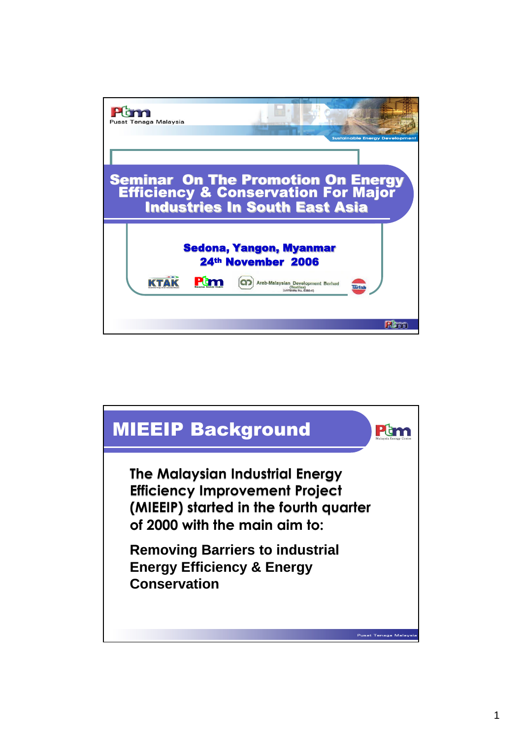Pusat Tenaga Malaysia

Sustainable Energy Development

# Seminar On The Promotion On Energy Efficiency & Conservation For Major Industries In South East Asia

**Sedona, Yangon, Myanmar**

**24th November 2006**

KTAK | PTM | Arab-Malaysian Development Berhad (Textiles) | Tarfab

---

## MIEEIP Background

The Malaysian Industrial Energy Efficiency Improvement Project (MIEEIP) started in the fourth quarter of 2000 with the main aim to:

**Removing Barriers to industrial Energy Efficiency & Energy Conservation**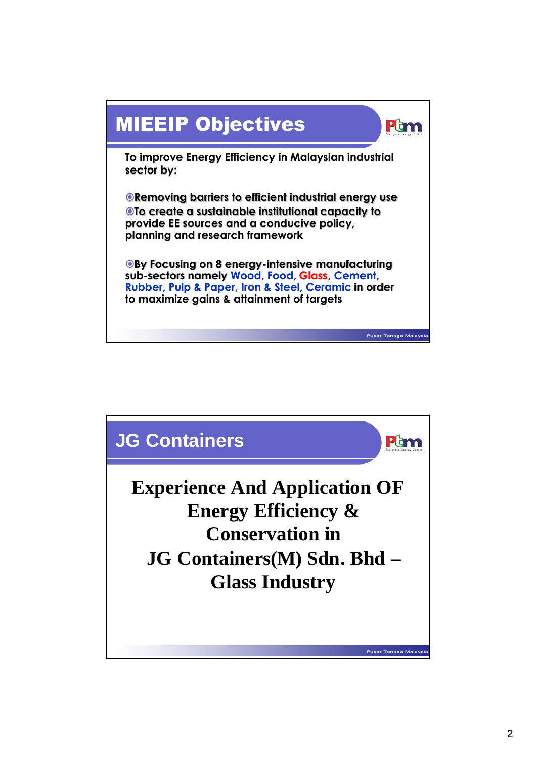## MIEEIP Objectives

To improve Energy Efficiency in Malaysian industrial sector by:

- Removing barriers to efficient industrial energy use
- To create a sustainable institutional capacity to provide EE sources and a conducive policy, planning and research framework

- By Focusing on 8 energy-intensive manufacturing sub-sectors namely Wood, Food, Glass, Cement, Rubber, Pulp & Paper, Iron & Steel, Ceramic in order to maximize gains & attainment of targets

## JG Containers

**Experience And Application OF Energy Efficiency & Conservation in JG Containers(M) Sdn. Bhd – Glass Industry**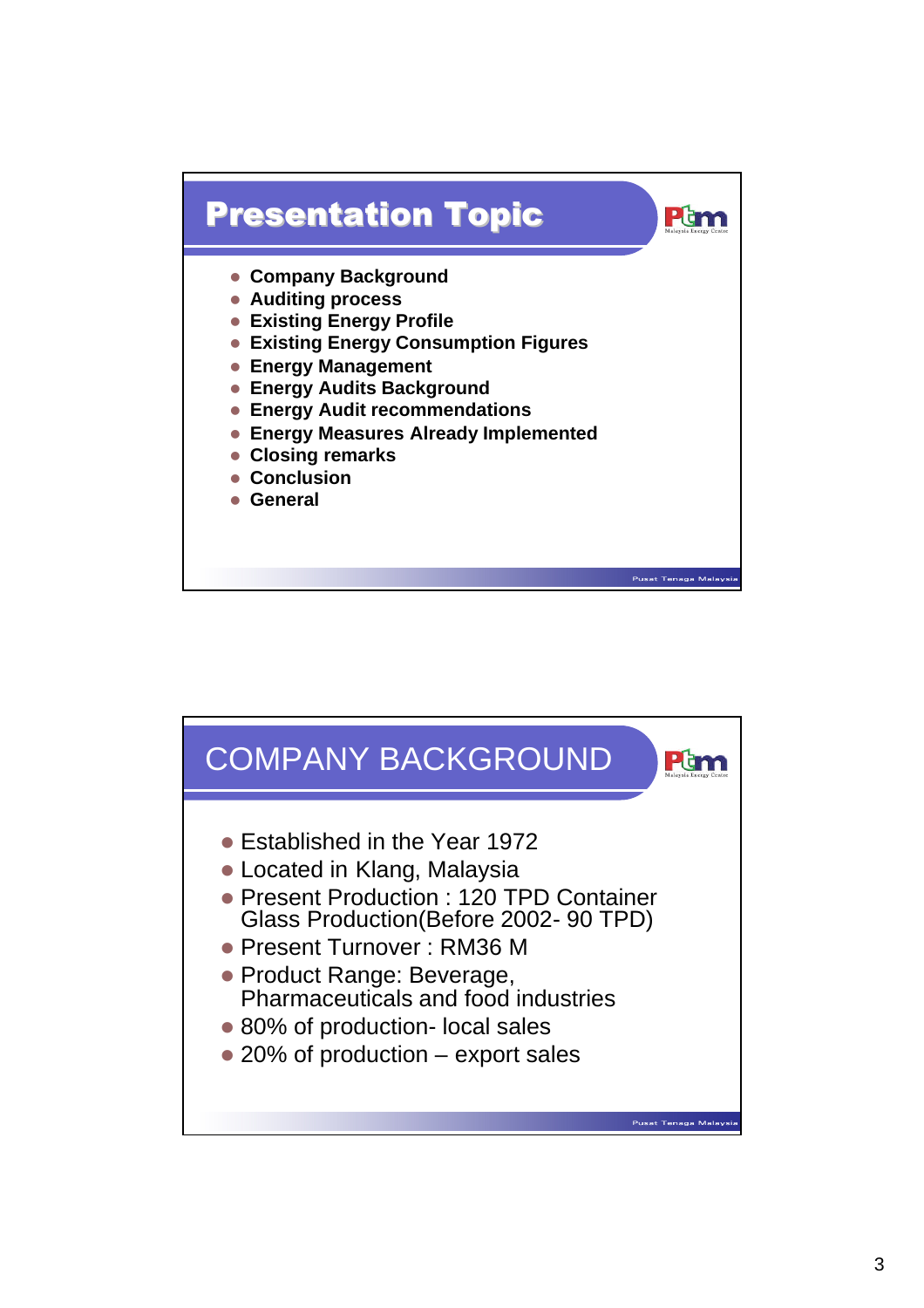# Presentation Topic

- Company Background
- Auditing process
- Existing Energy Profile
- Existing Energy Consumption Figures
- Energy Management
- Energy Audits Background
- Energy Audit recommendations
- Energy Measures Already Implemented
- Closing remarks
- Conclusion
- General

# COMPANY BACKGROUND

- Established in the Year 1972
- Located in Klang, Malaysia
- Present Production : 120 TPD Container Glass Production(Before 2002- 90 TPD)
- Present Turnover : RM36 M
- Product Range: Beverage, Pharmaceuticals and food industries
- 80% of production- local sales
- 20% of production – export sales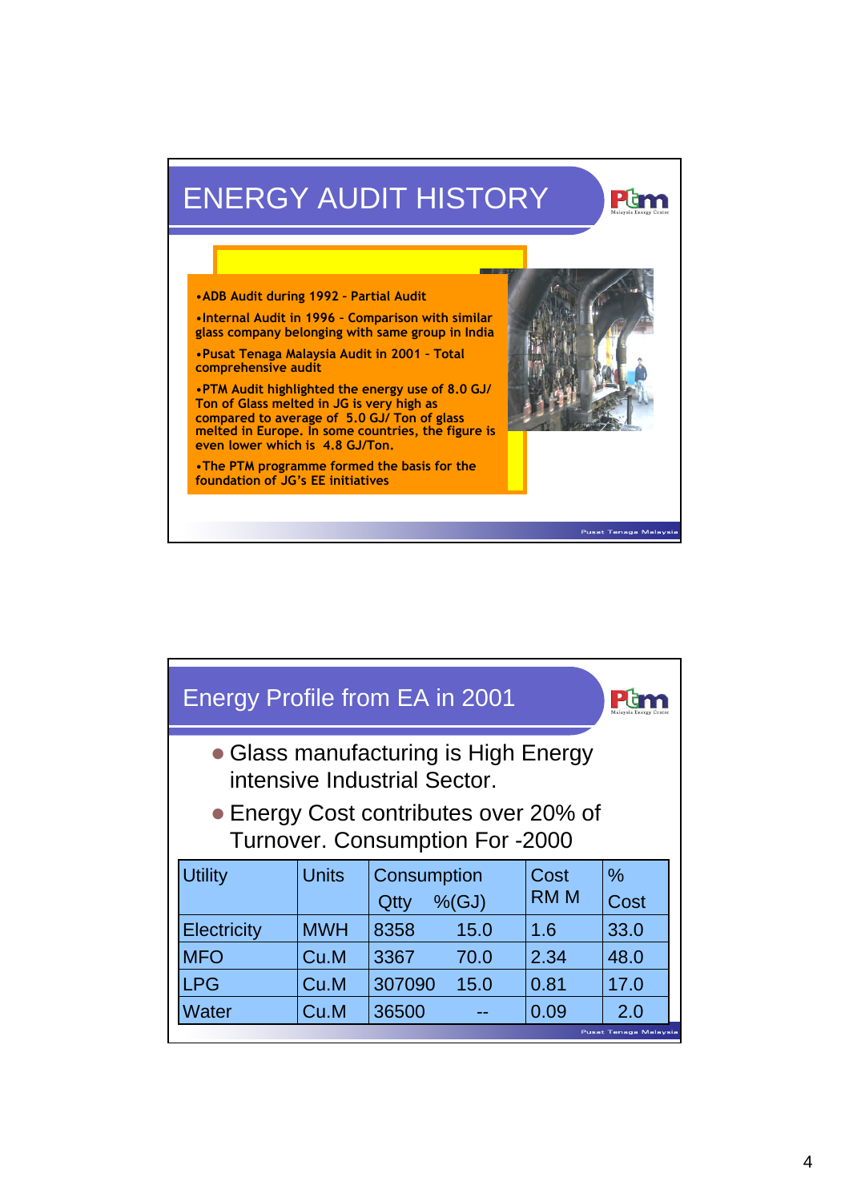# ENERGY AUDIT HISTORY

- ADB Audit during 1992 - Partial Audit
- Internal Audit in 1996 - Comparison with similar glass company belonging with same group in India
- Pusat Tenaga Malaysia Audit in 2001 - Total comprehensive audit
- PTM Audit highlighted the energy use of 8.0 GJ/ Ton of Glass melted in JG is very high as compared to average of 5.0 GJ/ Ton of glass melted in Europe. In some countries, the figure is even lower which is 4.8 GJ/Ton.
- The PTM programme formed the basis for the foundation of JG's EE initiatives

# Energy Profile from EA in 2001

- Glass manufacturing is High Energy intensive Industrial Sector.
- Energy Cost contributes over 20% of Turnover. Consumption For -2000

| Utility | Units | Consumption Qtty | Consumption %(GJ) | Cost RM M | % Cost |
|---|---|---|---|---|---|
| Electricity | MWH | 8358 | 15.0 | 1.6 | 33.0 |
| MFO | Cu.M | 3367 | 70.0 | 2.34 | 48.0 |
| LPG | Cu.M | 307090 | 15.0 | 0.81 | 17.0 |
| Water | Cu.M | 36500 | -- | 0.09 | 2.0 |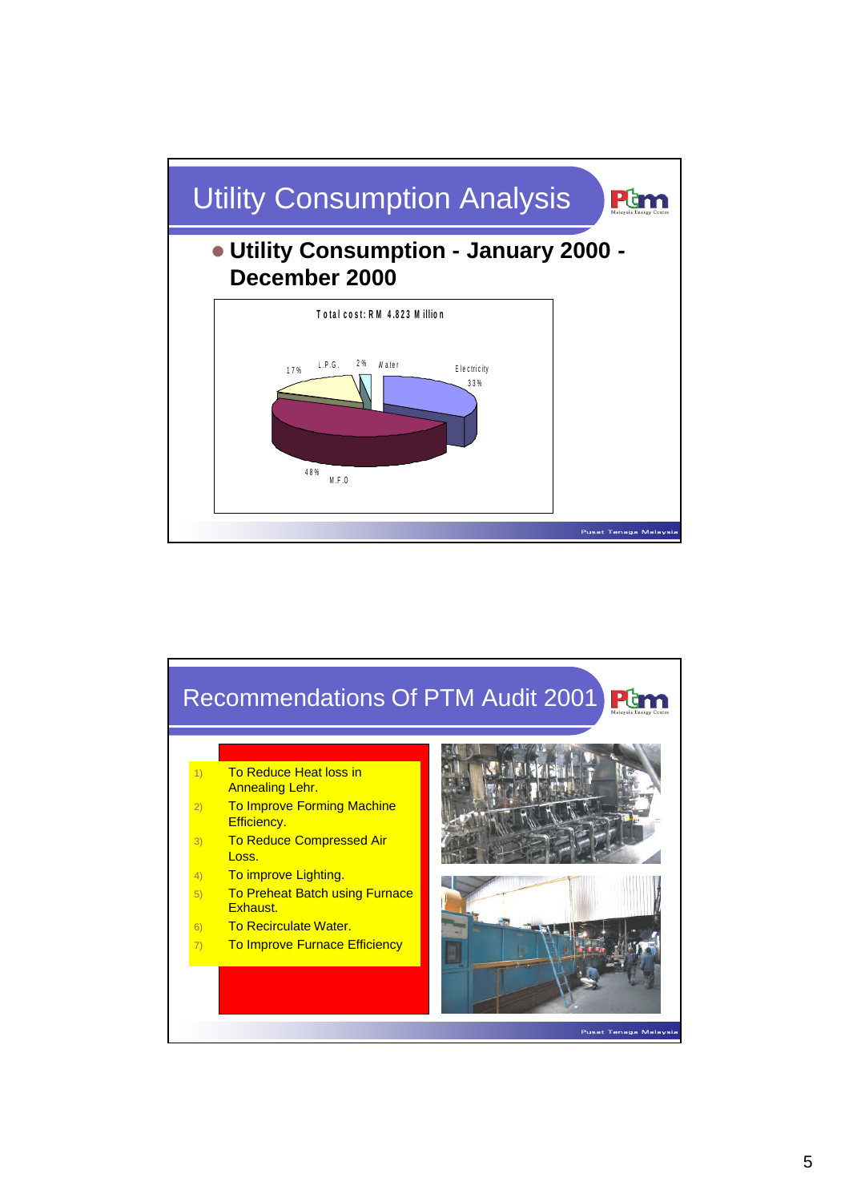# Utility Consumption Analysis

- **Utility Consumption - January 2000 - December 2000**

Total cost: RM 4.823 Million

| Utility | Share |
| --- | --- |
| Electricity | 33% |
| M.F.O | 48% |
| L.P.G. | 17% |
| Water | 2% |

# Recommendations Of PTM Audit 2001

1) To Reduce Heat loss in Annealing Lehr.
2) To Improve Forming Machine Efficiency.
3) To Reduce Compressed Air Loss.
4) To improve Lighting.
5) To Preheat Batch using Furnace Exhaust.
6) To Recirculate Water.
7) To Improve Furnace Efficiency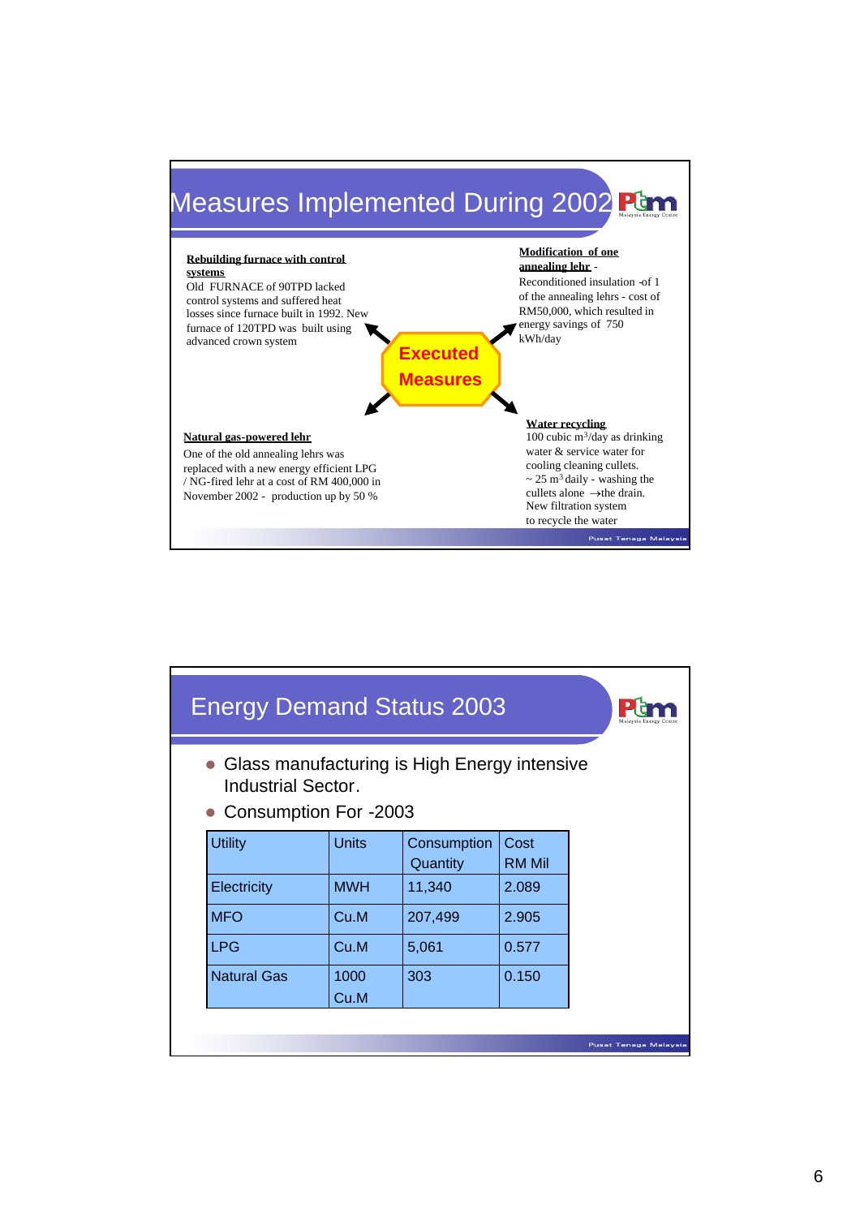# Measures Implemented During 2002

**Executed Measures**

**Rebuilding furnace with control systems**
Old FURNACE of 90TPD lacked control systems and suffered heat losses since furnace built in 1992. New furnace of 120TPD was built using advanced crown system

**Modification of one annealing lehr** -
Reconditioned insulation -of 1 of the annealing lehrs - cost of RM50,000, which resulted in energy savings of 750 kWh/day

**Natural gas-powered lehr**
One of the old annealing lehrs was replaced with a new energy efficient LPG / NG-fired lehr at a cost of RM 400,000 in November 2002 - production up by 50 %

**Water recycling**
100 cubic $m^3$/day as drinking water & service water for cooling cleaning cullets.
~ 25 $m^3$ daily - washing the cullets alone →the drain.
New filtration system to recycle the water

# Energy Demand Status 2003

- Glass manufacturing is High Energy intensive Industrial Sector.
- Consumption For -2003

| Utility | Units | Consumption Quantity | Cost RM Mil |
|---|---|---|---|
| Electricity | MWH | 11,340 | 2.089 |
| MFO | Cu.M | 207,499 | 2.905 |
| LPG | Cu.M | 5,061 | 0.577 |
| Natural Gas | 1000 Cu.M | 303 | 0.150 |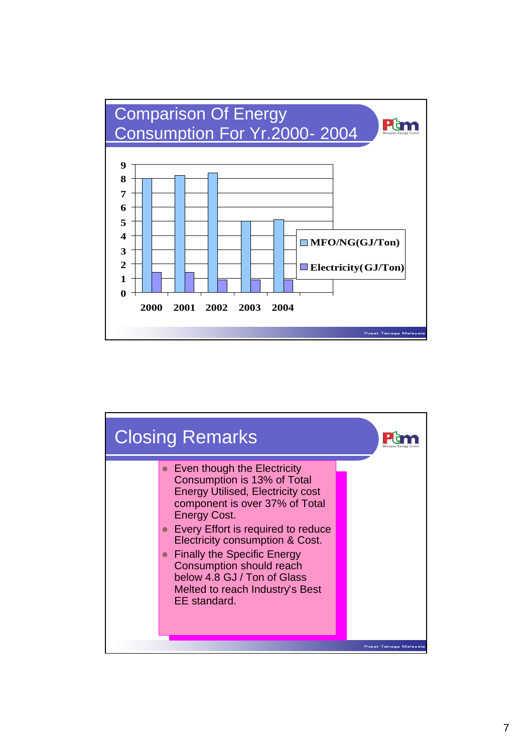## Comparison Of Energy Consumption For Yr.2000- 2004

| Year | MFO/NG(GJ/Ton) | Electricity(GJ/Ton) |
|---|---|---|
| 2000 | 8 | 1.4 |
| 2001 | 8.2 | 1.4 |
| 2002 | 8.4 | 0.9 |
| 2003 | 5 | 0.9 |
| 2004 | 5.1 | 0.9 |

## Closing Remarks

- Even though the Electricity Consumption is 13% of Total Energy Utilised, Electricity cost component is over 37% of Total Energy Cost.
- Every Effort is required to reduce Electricity consumption & Cost.
- Finally the Specific Energy Consumption should reach below 4.8 GJ / Ton of Glass Melted to reach Industry's Best EE standard.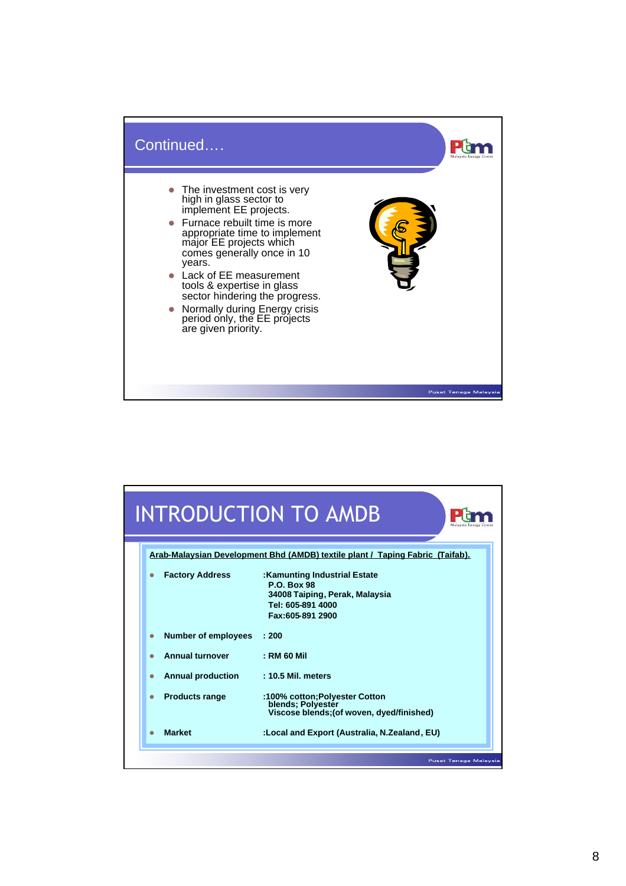## Continued….

- The investment cost is very high in glass sector to implement EE projects.
- Furnace rebuilt time is more appropriate time to implement major EE projects which comes generally once in 10 years.
- Lack of EE measurement tools & expertise in glass sector hindering the progress.
- Normally during Energy crisis period only, the EE projects are given priority.

## INTRODUCTION TO AMDB

**Arab-Malaysian Development Bhd (AMDB) textile plant / Taping Fabric (Taifab).**

- **Factory Address** :Kamunting Industrial Estate
  P.O. Box 98
  34008 Taiping, Perak, Malaysia
  Tel: 605-891 4000
  Fax:605-891 2900
- **Number of employees** : 200
- **Annual turnover** : RM 60 Mil
- **Annual production** : 10.5 Mil. meters
- **Products range** :100% cotton;Polyester Cotton blends; Polyester Viscose blends;(of woven, dyed/finished)
- **Market** :Local and Export (Australia, N.Zealand, EU)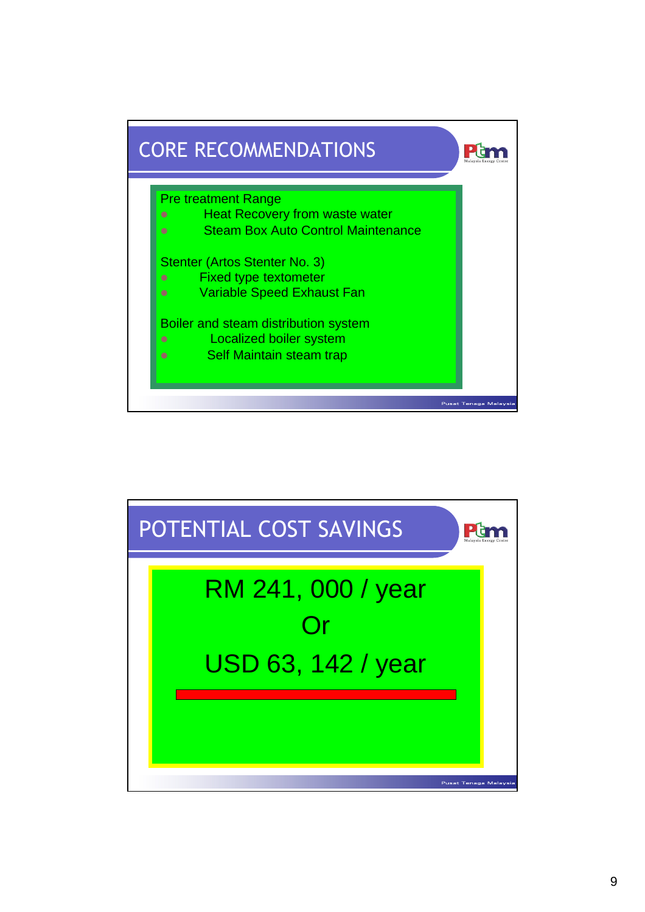## CORE RECOMMENDATIONS

Pre treatment Range

- Heat Recovery from waste water
- Steam Box Auto Control Maintenance

Stenter (Artos Stenter No. 3)

- Fixed type textometer
- Variable Speed Exhaust Fan

Boiler and steam distribution system

- Localized boiler system
- Self Maintain steam trap

## POTENTIAL COST SAVINGS

RM 241, 000 / year

Or

USD 63, 142 / year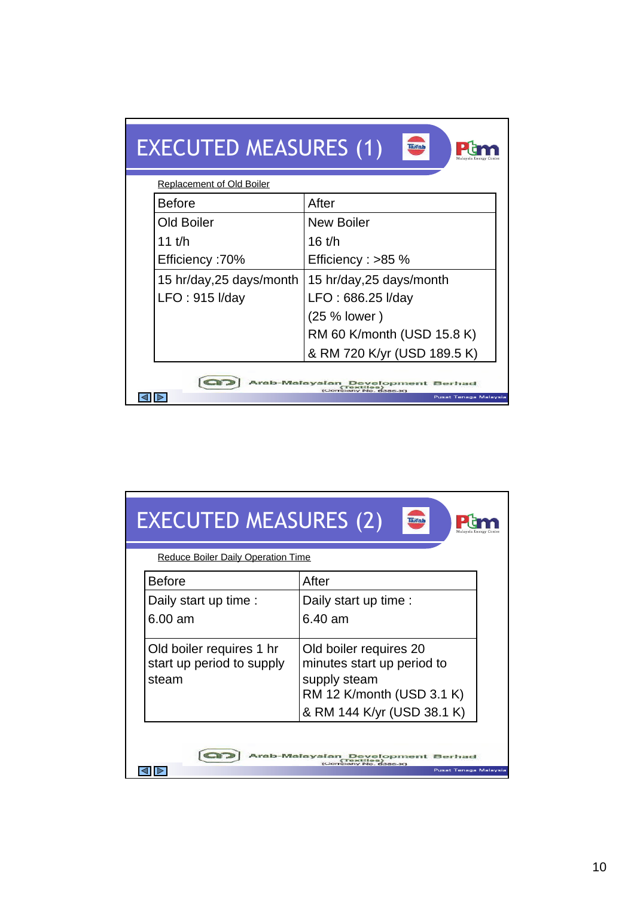## EXECUTED MEASURES (1)

Replacement of Old Boiler

| Before | After |
|---|---|
| Old Boiler<br>11 t/h<br>Efficiency :70% | New Boiler<br>16 t/h<br>Efficiency : >85 % |
| 15 hr/day,25 days/month<br>LFO : 915 l/day | 15 hr/day,25 days/month<br>LFO : 686.25 l/day<br>(25 % lower )<br>RM 60 K/month (USD 15.8 K)<br>& RM 720 K/yr (USD 189.5 K) |

Arab-Malaysian Development Berhad (Textiles) (Company No. 6386-X)

Pusat Tenaga Malaysia

## EXECUTED MEASURES (2)

Reduce Boiler Daily Operation Time

| Before | After |
|---|---|
| Daily start up time :<br>6.00 am | Daily start up time :<br>6.40 am |
| Old boiler requires 1 hr start up period to supply steam | Old boiler requires 20 minutes start up period to supply steam<br>RM 12 K/month (USD 3.1 K)<br>& RM 144 K/yr (USD 38.1 K) |

Arab-Malaysian Development Berhad (Textiles) (Company No. 6386-X)

Pusat Tenaga Malaysia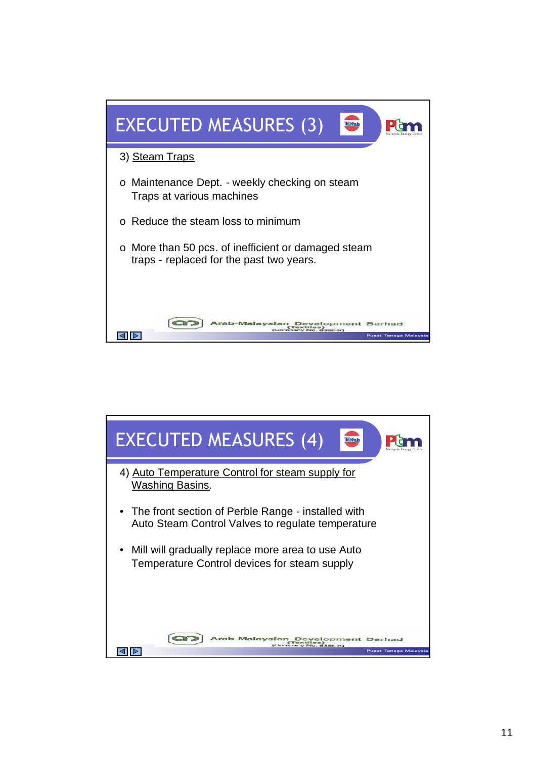## EXECUTED MEASURES (3)

3) Steam Traps

- Maintenance Dept. - weekly checking on steam Traps at various machines
- Reduce the steam loss to minimum
- More than 50 pcs. of inefficient or damaged steam traps - replaced for the past two years.

Arab-Malaysian Development Berhad (Textiles) (Company No. 6386-X)

## EXECUTED MEASURES (4)

4) Auto Temperature Control for steam supply for Washing Basins.

- The front section of Perble Range - installed with Auto Steam Control Valves to regulate temperature
- Mill will gradually replace more area to use Auto Temperature Control devices for steam supply

Arab-Malaysian Development Berhad (Textiles) (Company No. 6386-X)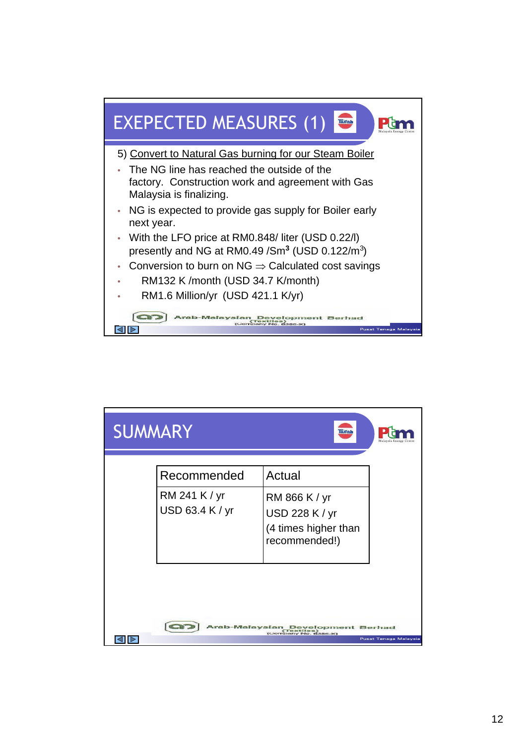## EXEPECTED MEASURES (1)

5) Convert to Natural Gas burning for our Steam Boiler

- The NG line has reached the outside of the factory. Construction work and agreement with Gas Malaysia is finalizing.
- NG is expected to provide gas supply for Boiler early next year.
- With the LFO price at RM0.848/ liter (USD 0.22/l) presently and NG at RM0.49 /$Sm^3$ (USD 0.122/$m^3$)
- Conversion to burn on NG $\Rightarrow$ Calculated cost savings
- RM132 K /month (USD 34.7 K/month)
- RM1.6 Million/yr (USD 421.1 K/yr)

Arab-Malaysian Development Berhad (Textiles) (Company No. 6386-X)

## SUMMARY

| Recommended | Actual |
|---|---|
| RM 241 K / yr<br>USD 63.4 K / yr | RM 866 K / yr<br>USD 228 K / yr<br>(4 times higher than recommended!) |

Arab-Malaysian Development Berhad (Textiles) (Company No. 6386-X)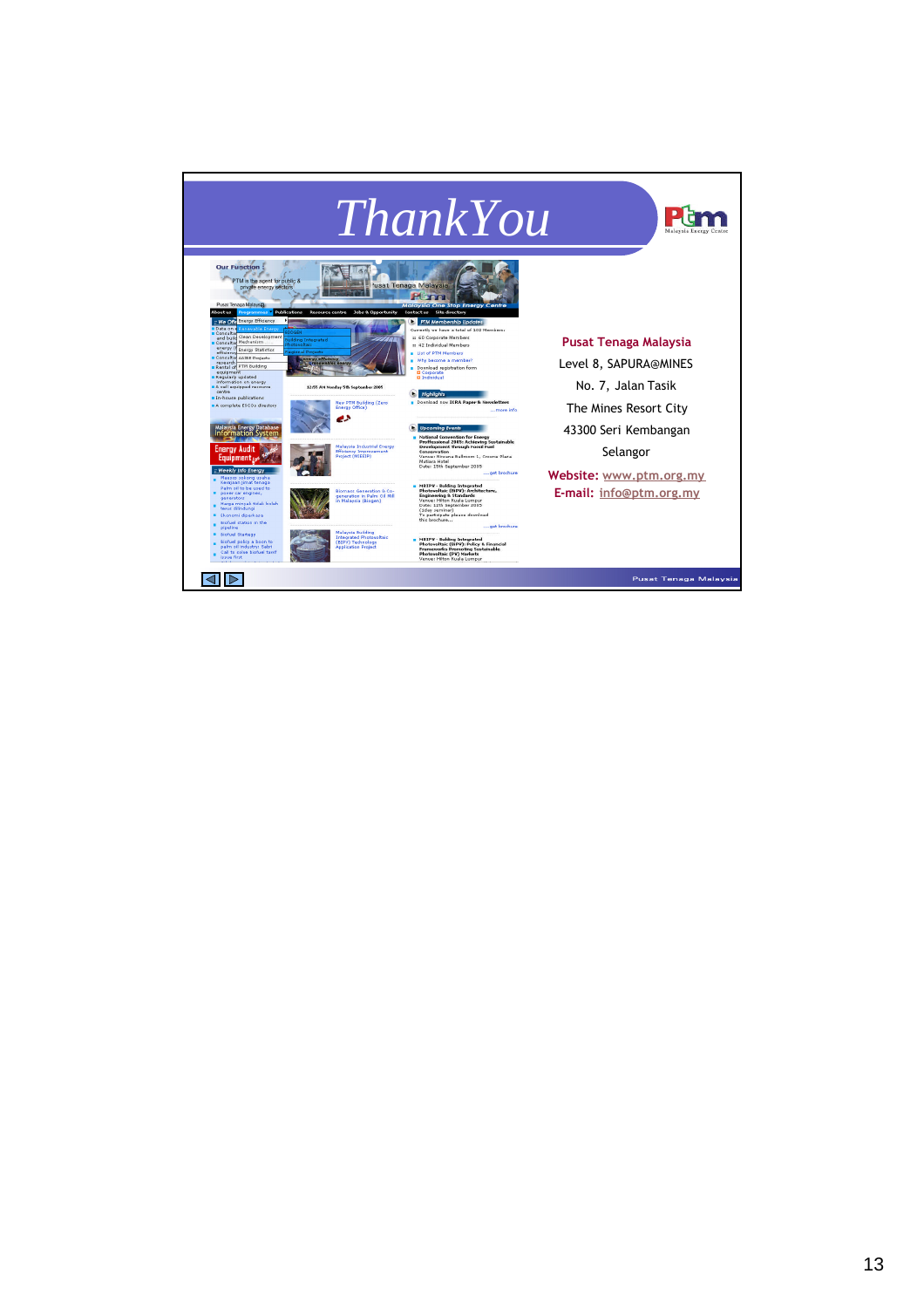# ThankYou

**Pusat Tenaga Malaysia**

Level 8, SAPURA@MINES

No. 7, Jalan Tasik

The Mines Resort City

43300 Seri Kembangan

Selangor

**Website:** www.ptm.org.my

**E-mail:** info@ptm.org.my